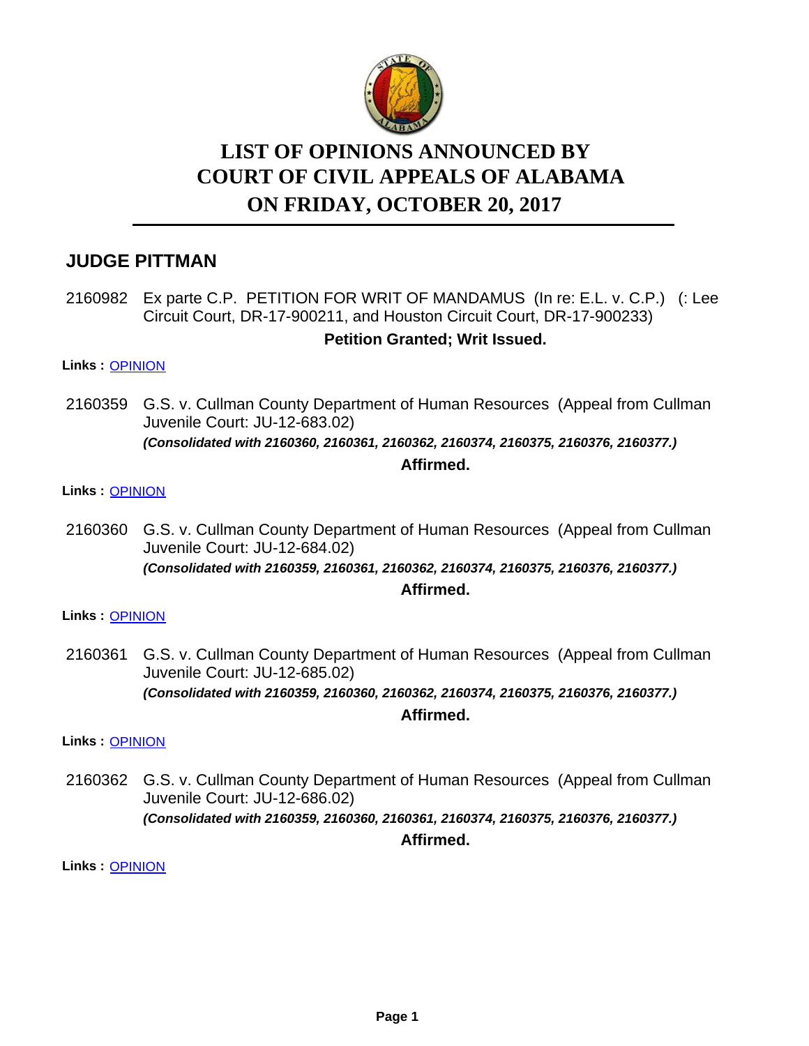# LIST OF OPINIONS ANNOUNCED BY COURT OF CIVIL APPEALS OF ALABAMA ON FRIDAY, OCTOBER 20, 2017

## JUDGE PITTMAN

2160982 Ex parte C.P. PETITION FOR WRIT OF MANDAMUS (In re: E.L. v. C.P.) (: Lee Circuit Court, DR-17-900211, and Houston Circuit Court, DR-17-900233)

**Petition Granted; Writ Issued.**

**Links :** OPINION

2160359 G.S. v. Cullman County Department of Human Resources (Appeal from Cullman Juvenile Court: JU-12-683.02)

***(Consolidated with 2160360, 2160361, 2160362, 2160374, 2160375, 2160376, 2160377.)***

**Affirmed.**

**Links :** OPINION

2160360 G.S. v. Cullman County Department of Human Resources (Appeal from Cullman Juvenile Court: JU-12-684.02)

***(Consolidated with 2160359, 2160361, 2160362, 2160374, 2160375, 2160376, 2160377.)***

**Affirmed.**

**Links :** OPINION

2160361 G.S. v. Cullman County Department of Human Resources (Appeal from Cullman Juvenile Court: JU-12-685.02)

***(Consolidated with 2160359, 2160360, 2160362, 2160374, 2160375, 2160376, 2160377.)***

**Affirmed.**

**Links :** OPINION

2160362 G.S. v. Cullman County Department of Human Resources (Appeal from Cullman Juvenile Court: JU-12-686.02)

***(Consolidated with 2160359, 2160360, 2160361, 2160374, 2160375, 2160376, 2160377.)***

**Affirmed.**

**Links :** OPINION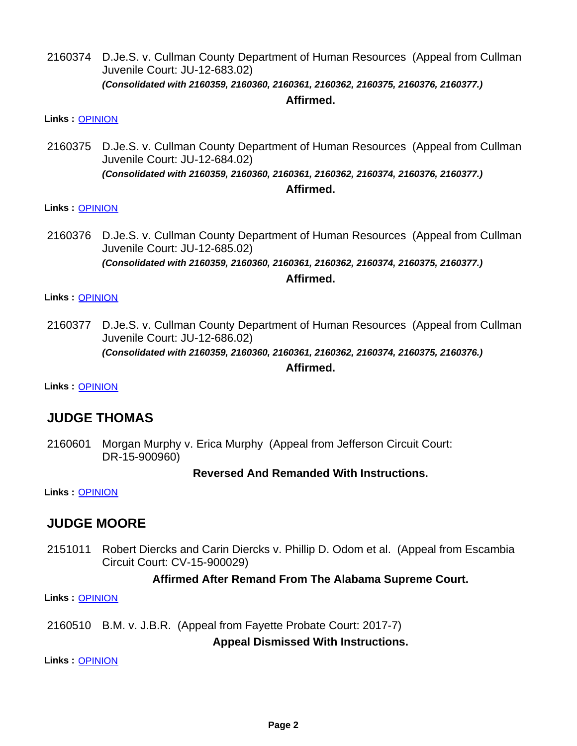2160374 D.Je.S. v. Cullman County Department of Human Resources (Appeal from Cullman Juvenile Court: JU-12-683.02)

***(Consolidated with 2160359, 2160360, 2160361, 2160362, 2160375, 2160376, 2160377.)***

**Affirmed.**

**Links :** OPINION

2160375 D.Je.S. v. Cullman County Department of Human Resources (Appeal from Cullman Juvenile Court: JU-12-684.02)

***(Consolidated with 2160359, 2160360, 2160361, 2160362, 2160374, 2160376, 2160377.)***

**Affirmed.**

**Links :** OPINION

2160376 D.Je.S. v. Cullman County Department of Human Resources (Appeal from Cullman Juvenile Court: JU-12-685.02)

***(Consolidated with 2160359, 2160360, 2160361, 2160362, 2160374, 2160375, 2160377.)***

**Affirmed.**

**Links :** OPINION

2160377 D.Je.S. v. Cullman County Department of Human Resources (Appeal from Cullman Juvenile Court: JU-12-686.02)

***(Consolidated with 2160359, 2160360, 2160361, 2160362, 2160374, 2160375, 2160376.)***

**Affirmed.**

**Links :** OPINION

## JUDGE THOMAS

2160601 Morgan Murphy v. Erica Murphy (Appeal from Jefferson Circuit Court: DR-15-900960)

**Reversed And Remanded With Instructions.**

**Links :** OPINION

## JUDGE MOORE

2151011 Robert Diercks and Carin Diercks v. Phillip D. Odom et al. (Appeal from Escambia Circuit Court: CV-15-900029)

**Affirmed After Remand From The Alabama Supreme Court.**

**Links :** OPINION

2160510 B.M. v. J.B.R. (Appeal from Fayette Probate Court: 2017-7)

**Appeal Dismissed With Instructions.**

**Links :** OPINION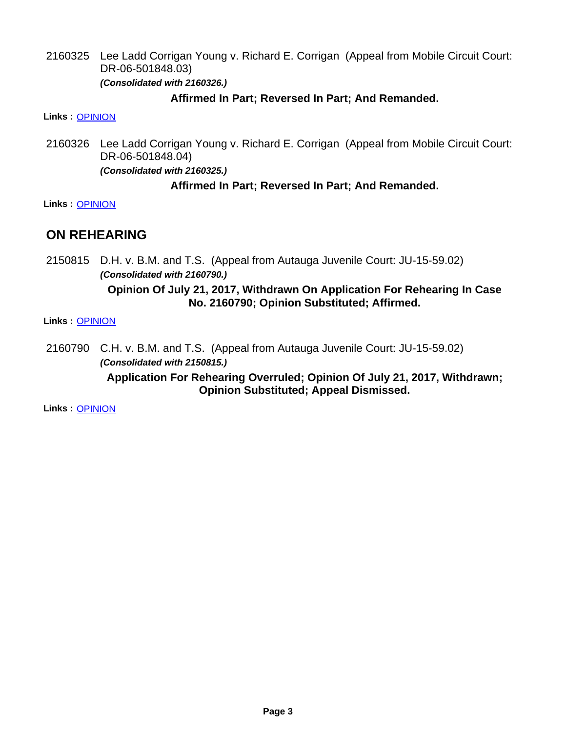2160325 Lee Ladd Corrigan Young v. Richard E. Corrigan (Appeal from Mobile Circuit Court: DR-06-501848.03)
***(Consolidated with 2160326.)***

**Affirmed In Part; Reversed In Part; And Remanded.**

**Links :** OPINION

2160326 Lee Ladd Corrigan Young v. Richard E. Corrigan (Appeal from Mobile Circuit Court: DR-06-501848.04)
***(Consolidated with 2160325.)***

**Affirmed In Part; Reversed In Part; And Remanded.**

**Links :** OPINION

## ON REHEARING

2150815 D.H. v. B.M. and T.S. (Appeal from Autauga Juvenile Court: JU-15-59.02)
***(Consolidated with 2160790.)***

**Opinion Of July 21, 2017, Withdrawn On Application For Rehearing In Case No. 2160790; Opinion Substituted; Affirmed.**

**Links :** OPINION

2160790 C.H. v. B.M. and T.S. (Appeal from Autauga Juvenile Court: JU-15-59.02)
***(Consolidated with 2150815.)***

**Application For Rehearing Overruled; Opinion Of July 21, 2017, Withdrawn; Opinion Substituted; Appeal Dismissed.**

**Links :** OPINION